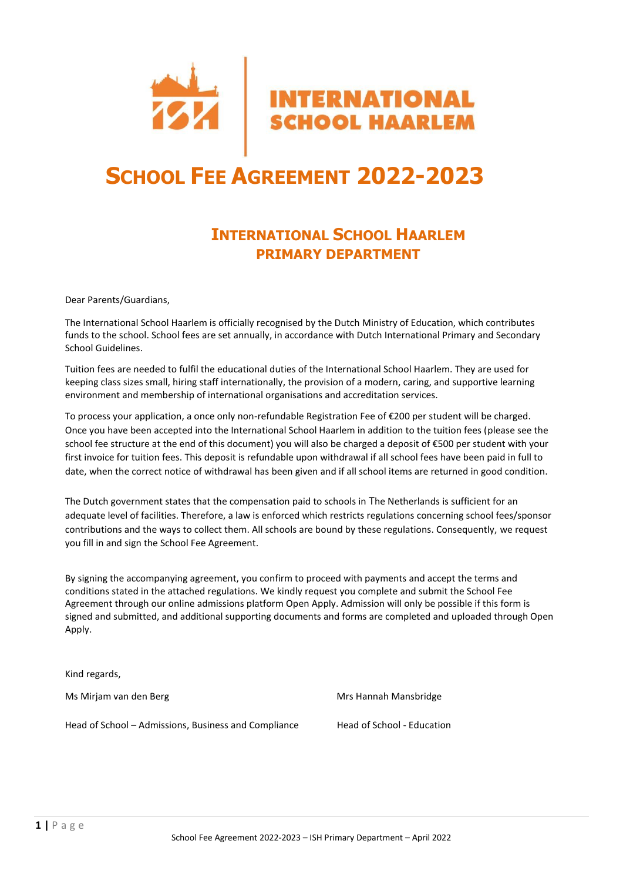# SCHOOL FEE AGREEMENT 2022-2023

## INTERNATIONAL SCHOOL HAARLEM
## PRIMARY DEPARTMENT

Dear Parents/Guardians,

The International School Haarlem is officially recognised by the Dutch Ministry of Education, which contributes funds to the school. School fees are set annually, in accordance with Dutch International Primary and Secondary School Guidelines.

Tuition fees are needed to fulfil the educational duties of the International School Haarlem. They are used for keeping class sizes small, hiring staff internationally, the provision of a modern, caring, and supportive learning environment and membership of international organisations and accreditation services.

To process your application, a once only non-refundable Registration Fee of €200 per student will be charged. Once you have been accepted into the International School Haarlem in addition to the tuition fees (please see the school fee structure at the end of this document) you will also be charged a deposit of €500 per student with your first invoice for tuition fees. This deposit is refundable upon withdrawal if all school fees have been paid in full to date, when the correct notice of withdrawal has been given and if all school items are returned in good condition.

The Dutch government states that the compensation paid to schools in The Netherlands is sufficient for an adequate level of facilities. Therefore, a law is enforced which restricts regulations concerning school fees/sponsor contributions and the ways to collect them. All schools are bound by these regulations. Consequently, we request you fill in and sign the School Fee Agreement.

By signing the accompanying agreement, you confirm to proceed with payments and accept the terms and conditions stated in the attached regulations. We kindly request you complete and submit the School Fee Agreement through our online admissions platform Open Apply. Admission will only be possible if this form is signed and submitted, and additional supporting documents and forms are completed and uploaded through Open Apply.

Kind regards,

Ms Mirjam van den Berg
Head of School – Admissions, Business and Compliance

Mrs Hannah Mansbridge
Head of School - Education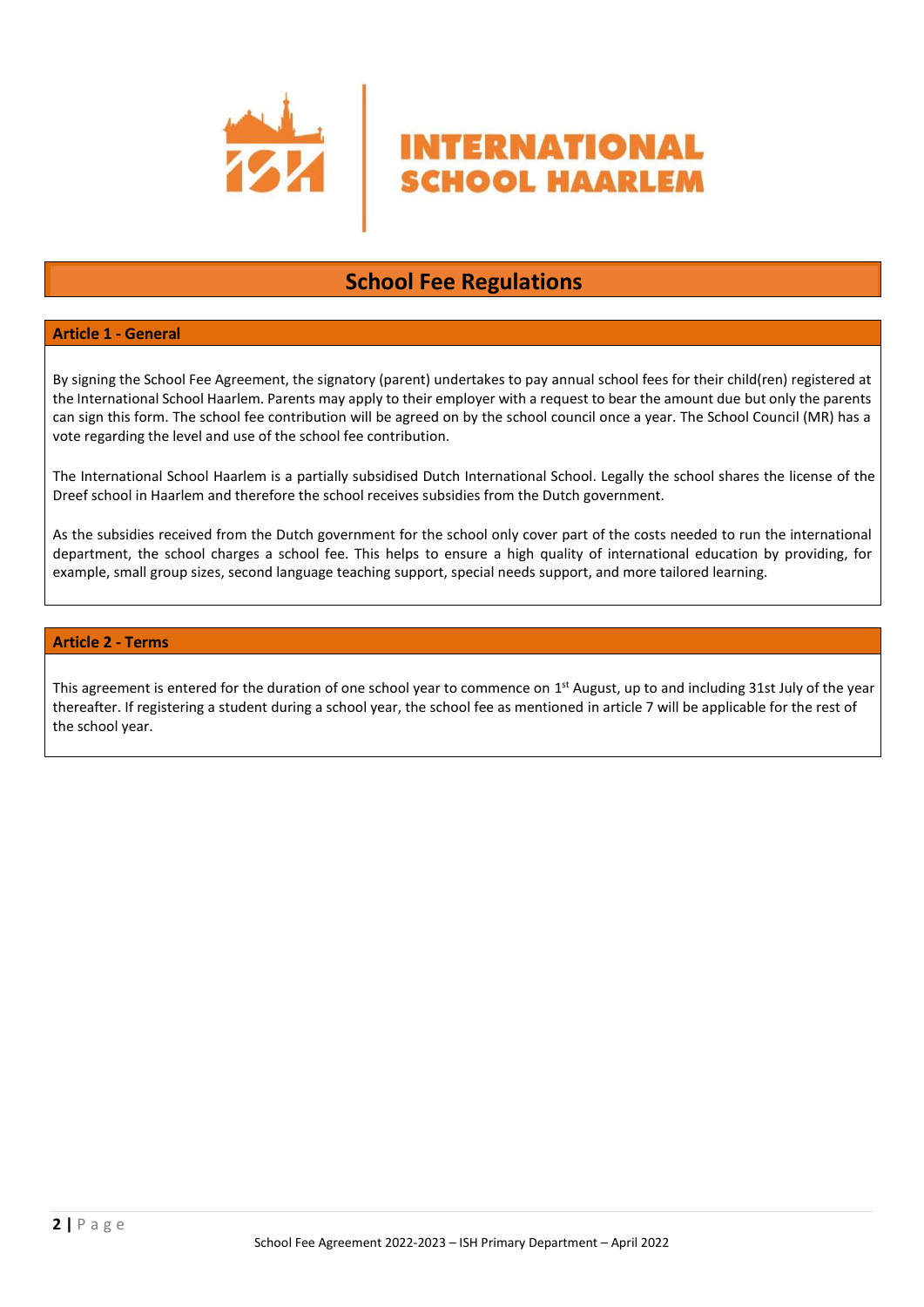# School Fee Regulations

## Article 1 - General

By signing the School Fee Agreement, the signatory (parent) undertakes to pay annual school fees for their child(ren) registered at the International School Haarlem. Parents may apply to their employer with a request to bear the amount due but only the parents can sign this form. The school fee contribution will be agreed on by the school council once a year. The School Council (MR) has a vote regarding the level and use of the school fee contribution.

The International School Haarlem is a partially subsidised Dutch International School. Legally the school shares the license of the Dreef school in Haarlem and therefore the school receives subsidies from the Dutch government.

As the subsidies received from the Dutch government for the school only cover part of the costs needed to run the international department, the school charges a school fee. This helps to ensure a high quality of international education by providing, for example, small group sizes, second language teaching support, special needs support, and more tailored learning.

## Article 2 - Terms

This agreement is entered for the duration of one school year to commence on 1st August, up to and including 31st July of the year thereafter. If registering a student during a school year, the school fee as mentioned in article 7 will be applicable for the rest of the school year.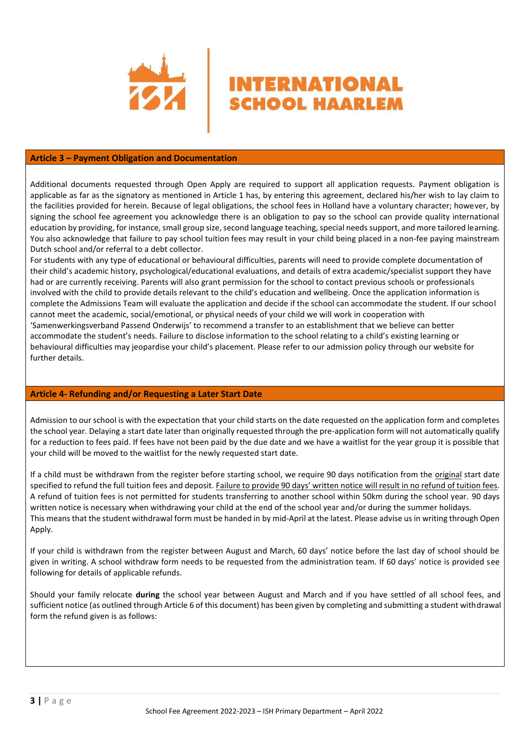## Article 3 – Payment Obligation and Documentation

Additional documents requested through Open Apply are required to support all application requests. Payment obligation is applicable as far as the signatory as mentioned in Article 1 has, by entering this agreement, declared his/her wish to lay claim to the facilities provided for herein. Because of legal obligations, the school fees in Holland have a voluntary character; however, by signing the school fee agreement you acknowledge there is an obligation to pay so the school can provide quality international education by providing, for instance, small group size, second language teaching, special needs support, and more tailored learning. You also acknowledge that failure to pay school tuition fees may result in your child being placed in a non-fee paying mainstream Dutch school and/or referral to a debt collector.

For students with any type of educational or behavioural difficulties, parents will need to provide complete documentation of their child's academic history, psychological/educational evaluations, and details of extra academic/specialist support they have had or are currently receiving. Parents will also grant permission for the school to contact previous schools or professionals involved with the child to provide details relevant to the child's education and wellbeing. Once the application information is complete the Admissions Team will evaluate the application and decide if the school can accommodate the student. If our school cannot meet the academic, social/emotional, or physical needs of your child we will work in cooperation with 'Samenwerkingsverband Passend Onderwijs' to recommend a transfer to an establishment that we believe can better accommodate the student's needs. Failure to disclose information to the school relating to a child's existing learning or behavioural difficulties may jeopardise your child's placement. Please refer to our admission policy through our website for further details.

## Article 4- Refunding and/or Requesting a Later Start Date

Admission to our school is with the expectation that your child starts on the date requested on the application form and completes the school year. Delaying a start date later than originally requested through the pre-application form will not automatically qualify for a reduction to fees paid. If fees have not been paid by the due date and we have a waitlist for the year group it is possible that your child will be moved to the waitlist for the newly requested start date.

If a child must be withdrawn from the register before starting school, we require 90 days notification from the original start date specified to refund the full tuition fees and deposit. Failure to provide 90 days' written notice will result in no refund of tuition fees. A refund of tuition fees is not permitted for students transferring to another school within 50km during the school year. 90 days written notice is necessary when withdrawing your child at the end of the school year and/or during the summer holidays.
This means that the student withdrawal form must be handed in by mid-April at the latest. Please advise us in writing through Open Apply.

If your child is withdrawn from the register between August and March, 60 days' notice before the last day of school should be given in writing. A school withdraw form needs to be requested from the administration team. If 60 days' notice is provided see following for details of applicable refunds.

Should your family relocate **during** the school year between August and March and if you have settled of all school fees, and sufficient notice (as outlined through Article 6 of this document) has been given by completing and submitting a student withdrawal form the refund given is as follows: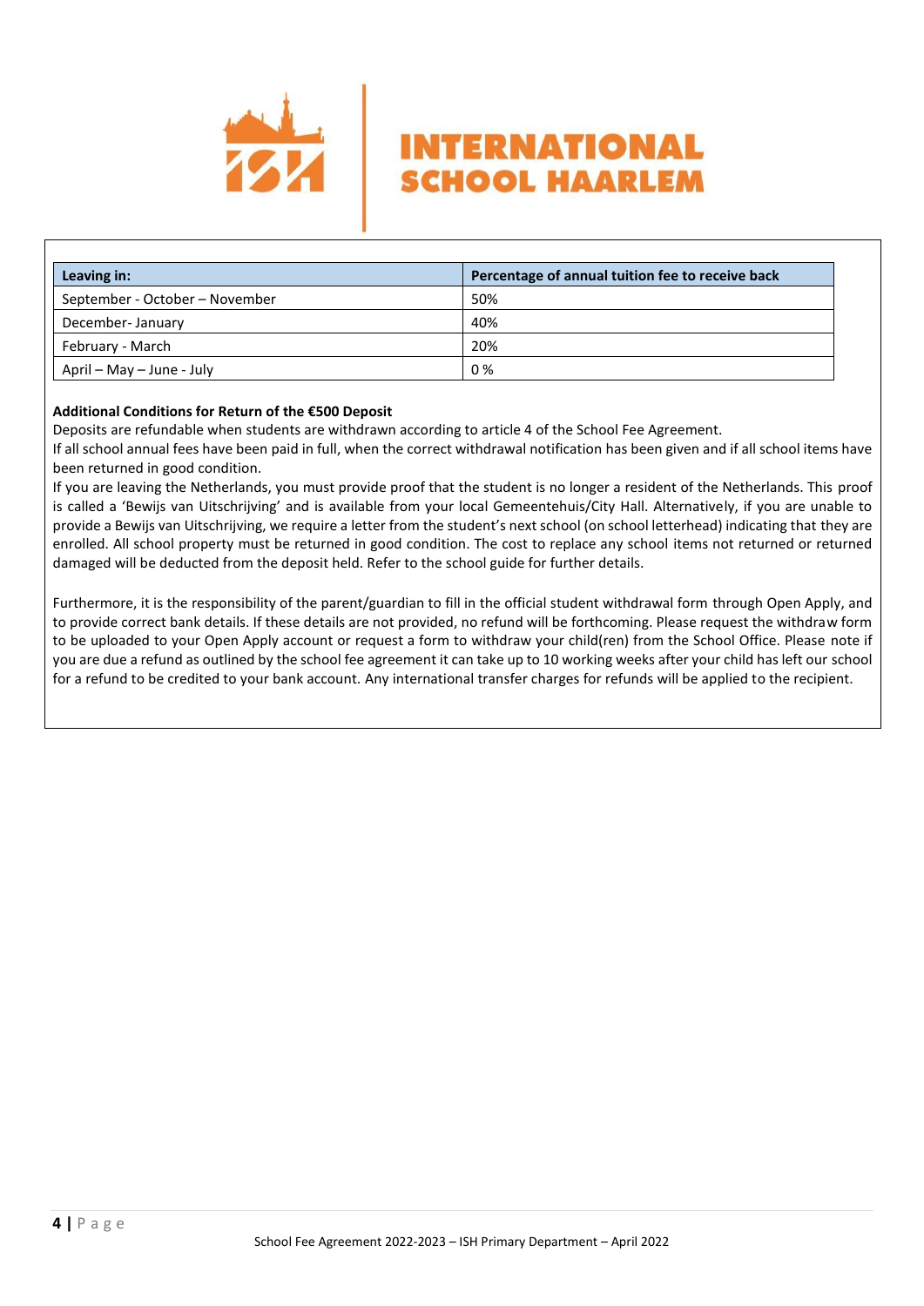| Leaving in: | Percentage of annual tuition fee to receive back |
| --- | --- |
| September - October – November | 50% |
| December- January | 40% |
| February - March | 20% |
| April – May – June - July | 0 % |

**Additional Conditions for Return of the €500 Deposit**

Deposits are refundable when students are withdrawn according to article 4 of the School Fee Agreement.

If all school annual fees have been paid in full, when the correct withdrawal notification has been given and if all school items have been returned in good condition.

If you are leaving the Netherlands, you must provide proof that the student is no longer a resident of the Netherlands. This proof is called a 'Bewijs van Uitschrijving' and is available from your local Gemeentehuis/City Hall. Alternatively, if you are unable to provide a Bewijs van Uitschrijving, we require a letter from the student's next school (on school letterhead) indicating that they are enrolled. All school property must be returned in good condition. The cost to replace any school items not returned or returned damaged will be deducted from the deposit held. Refer to the school guide for further details.

Furthermore, it is the responsibility of the parent/guardian to fill in the official student withdrawal form through Open Apply, and to provide correct bank details. If these details are not provided, no refund will be forthcoming. Please request the withdraw form to be uploaded to your Open Apply account or request a form to withdraw your child(ren) from the School Office. Please note if you are due a refund as outlined by the school fee agreement it can take up to 10 working weeks after your child has left our school for a refund to be credited to your bank account. Any international transfer charges for refunds will be applied to the recipient.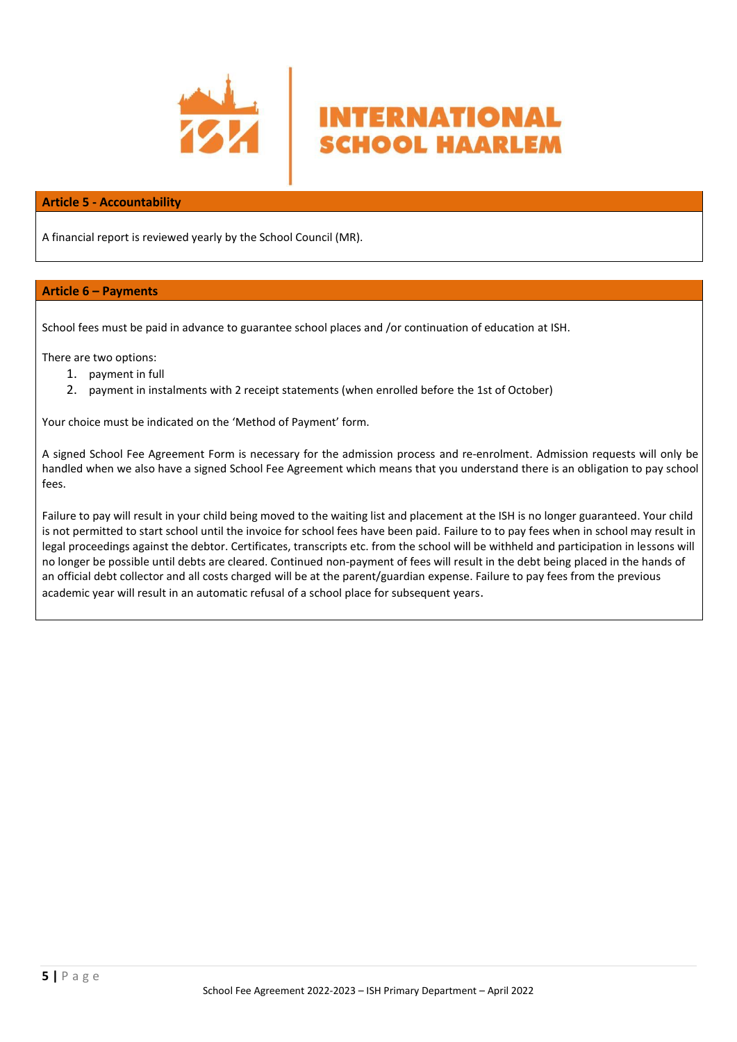## Article 5 - Accountability

A financial report is reviewed yearly by the School Council (MR).

## Article 6 – Payments

School fees must be paid in advance to guarantee school places and /or continuation of education at ISH.

There are two options:

1. payment in full
2. payment in instalments with 2 receipt statements (when enrolled before the 1st of October)

Your choice must be indicated on the 'Method of Payment' form.

A signed School Fee Agreement Form is necessary for the admission process and re-enrolment. Admission requests will only be handled when we also have a signed School Fee Agreement which means that you understand there is an obligation to pay school fees.

Failure to pay will result in your child being moved to the waiting list and placement at the ISH is no longer guaranteed. Your child is not permitted to start school until the invoice for school fees have been paid. Failure to to pay fees when in school may result in legal proceedings against the debtor. Certificates, transcripts etc. from the school will be withheld and participation in lessons will no longer be possible until debts are cleared. Continued non-payment of fees will result in the debt being placed in the hands of an official debt collector and all costs charged will be at the parent/guardian expense. Failure to pay fees from the previous academic year will result in an automatic refusal of a school place for subsequent years.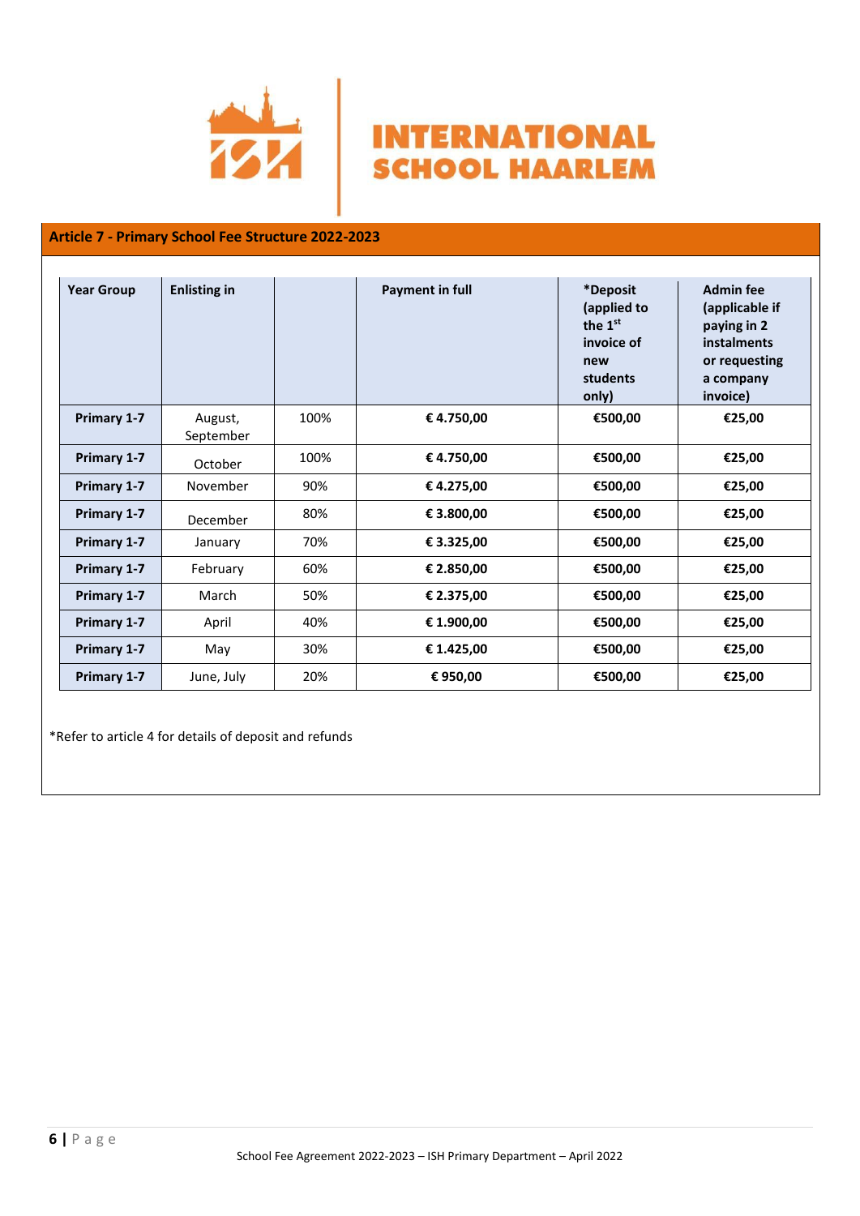## Article 7 - Primary School Fee Structure 2022-2023

| Year Group | Enlisting in | | Payment in full | *Deposit (applied to the 1st invoice of new students only) | Admin fee (applicable if paying in 2 instalments or requesting a company invoice) |
|---|---|---|---|---|---|
| **Primary 1-7** | August, September | 100% | **€ 4.750,00** | **€500,00** | **€25,00** |
| **Primary 1-7** | October | 100% | **€ 4.750,00** | **€500,00** | **€25,00** |
| **Primary 1-7** | November | 90% | **€ 4.275,00** | **€500,00** | **€25,00** |
| **Primary 1-7** | December | 80% | **€ 3.800,00** | **€500,00** | **€25,00** |
| **Primary 1-7** | January | 70% | **€ 3.325,00** | **€500,00** | **€25,00** |
| **Primary 1-7** | February | 60% | **€ 2.850,00** | **€500,00** | **€25,00** |
| **Primary 1-7** | March | 50% | **€ 2.375,00** | **€500,00** | **€25,00** |
| **Primary 1-7** | April | 40% | **€ 1.900,00** | **€500,00** | **€25,00** |
| **Primary 1-7** | May | 30% | **€ 1.425,00** | **€500,00** | **€25,00** |
| **Primary 1-7** | June, July | 20% | **€ 950,00** | **€500,00** | **€25,00** |

*Refer to article 4 for details of deposit and refunds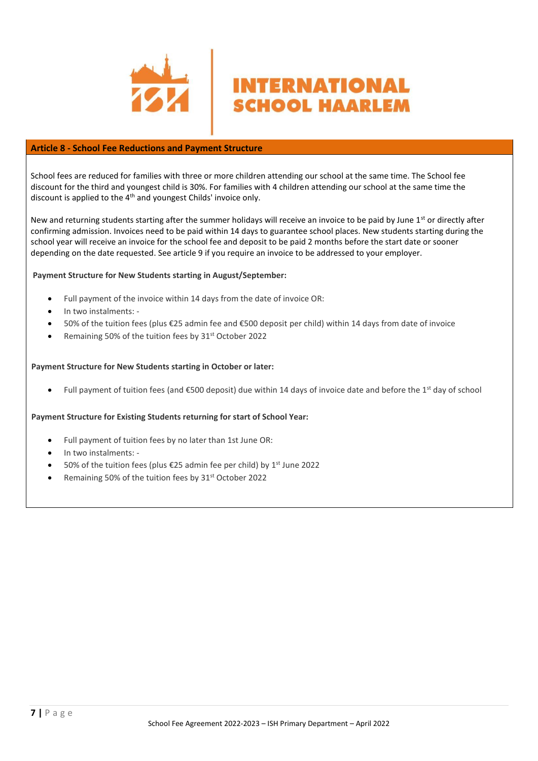## Article 8 - School Fee Reductions and Payment Structure

School fees are reduced for families with three or more children attending our school at the same time. The School fee discount for the third and youngest child is 30%. For families with 4 children attending our school at the same time the discount is applied to the 4th and youngest Childs' invoice only.

New and returning students starting after the summer holidays will receive an invoice to be paid by June 1st or directly after confirming admission. Invoices need to be paid within 14 days to guarantee school places. New students starting during the school year will receive an invoice for the school fee and deposit to be paid 2 months before the start date or sooner depending on the date requested. See article 9 if you require an invoice to be addressed to your employer.

**Payment Structure for New Students starting in August/September:**

- Full payment of the invoice within 14 days from the date of invoice OR:
- In two instalments: -
- 50% of the tuition fees (plus €25 admin fee and €500 deposit per child) within 14 days from date of invoice
- Remaining 50% of the tuition fees by 31st October 2022

**Payment Structure for New Students starting in October or later:**

- Full payment of tuition fees (and €500 deposit) due within 14 days of invoice date and before the 1st day of school

**Payment Structure for Existing Students returning for start of School Year:**

- Full payment of tuition fees by no later than 1st June OR:
- In two instalments: -
- 50% of the tuition fees (plus €25 admin fee per child) by 1st June 2022
- Remaining 50% of the tuition fees by 31st October 2022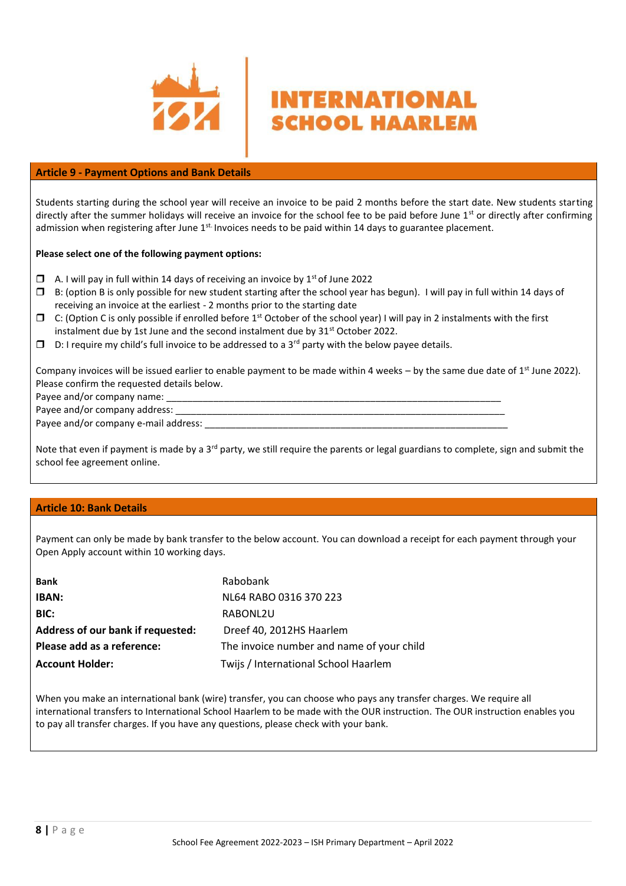## Article 9 - Payment Options and Bank Details

Students starting during the school year will receive an invoice to be paid 2 months before the start date. New students starting directly after the summer holidays will receive an invoice for the school fee to be paid before June 1st or directly after confirming admission when registering after June 1st. Invoices needs to be paid within 14 days to guarantee placement.

**Please select one of the following payment options:**

- ❒ A. I will pay in full within 14 days of receiving an invoice by 1st of June 2022
- ❒ B: (option B is only possible for new student starting after the school year has begun). I will pay in full within 14 days of receiving an invoice at the earliest - 2 months prior to the starting date
- ❒ C: (Option C is only possible if enrolled before 1st October of the school year) I will pay in 2 instalments with the first instalment due by 1st June and the second instalment due by 31st October 2022.
- ❒ D: I require my child's full invoice to be addressed to a 3rd party with the below payee details.

Company invoices will be issued earlier to enable payment to be made within 4 weeks – by the same due date of 1st June 2022). Please confirm the requested details below.

Payee and/or company name: ___________________________________________________________

Payee and/or company address: _________________________________________________________

Payee and/or company e-mail address: ___________________________________________________

Note that even if payment is made by a 3rd party, we still require the parents or legal guardians to complete, sign and submit the school fee agreement online.

## Article 10: Bank Details

Payment can only be made by bank transfer to the below account. You can download a receipt for each payment through your Open Apply account within 10 working days.

| | |
|---|---|
| **Bank** | Rabobank |
| **IBAN:** | NL64 RABO 0316 370 223 |
| **BIC:** | RABONL2U |
| **Address of our bank if requested:** | Dreef 40, 2012HS Haarlem |
| **Please add as a reference:** | The invoice number and name of your child |
| **Account Holder:** | Twijs / International School Haarlem |

When you make an international bank (wire) transfer, you can choose who pays any transfer charges. We require all international transfers to International School Haarlem to be made with the OUR instruction. The OUR instruction enables you to pay all transfer charges. If you have any questions, please check with your bank.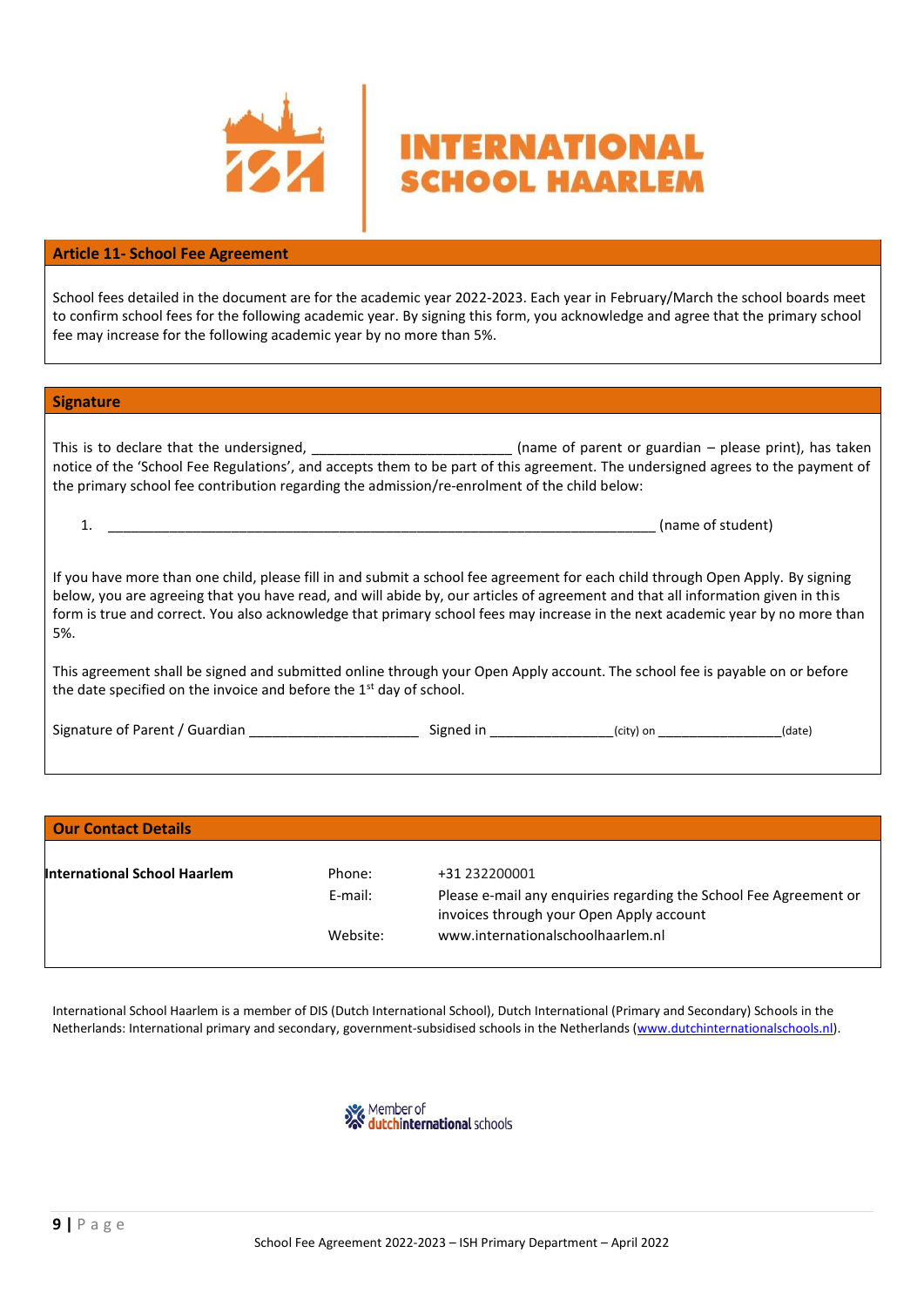## Article 11- School Fee Agreement

School fees detailed in the document are for the academic year 2022-2023. Each year in February/March the school boards meet to confirm school fees for the following academic year. By signing this form, you acknowledge and agree that the primary school fee may increase for the following academic year by no more than 5%.

## Signature

This is to declare that the undersigned, _________________________ (name of parent or guardian – please print), has taken notice of the 'School Fee Regulations', and accepts them to be part of this agreement. The undersigned agrees to the payment of the primary school fee contribution regarding the admission/re-enrolment of the child below:

1. _____________________________________________________________________ (name of student)

If you have more than one child, please fill in and submit a school fee agreement for each child through Open Apply. By signing below, you are agreeing that you have read, and will abide by, our articles of agreement and that all information given in this form is true and correct. You also acknowledge that primary school fees may increase in the next academic year by no more than 5%.

This agreement shall be signed and submitted online through your Open Apply account. The school fee is payable on or before the date specified on the invoice and before the 1st day of school.

Signature of Parent / Guardian _____________________ Signed in _______________(city) on ________________(date)

## Our Contact Details

| | | |
|---|---|---|
| **International School Haarlem** | Phone: | +31 232200001 |
| | E-mail: | Please e-mail any enquiries regarding the School Fee Agreement or invoices through your Open Apply account |
| | Website: | www.internationalschoolhaarlem.nl |

International School Haarlem is a member of DIS (Dutch International School), Dutch International (Primary and Secondary) Schools in the Netherlands: International primary and secondary, government-subsidised schools in the Netherlands (www.dutchinternationalschools.nl).

Member of dutchinternational schools